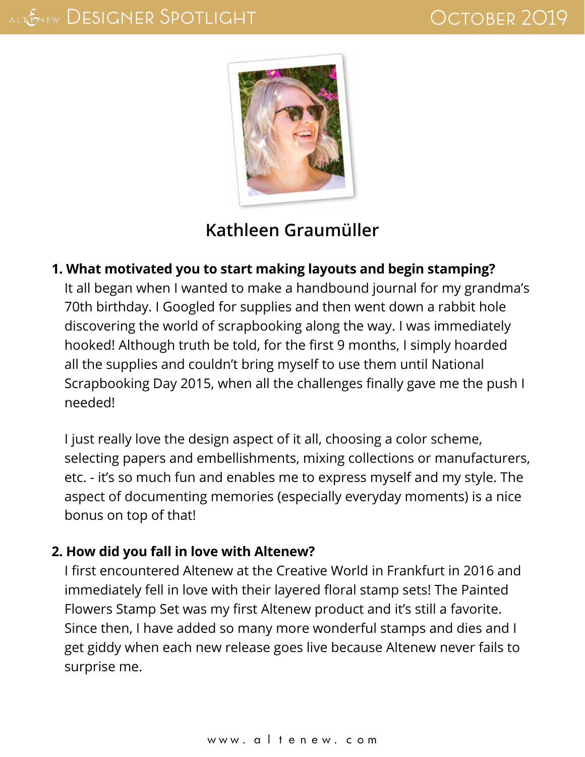# Designer Spotlight

October 2019

## Kathleen Graumüller

**1. What motivated you to start making layouts and begin stamping?**

It all began when I wanted to make a handbound journal for my grandma's 70th birthday. I Googled for supplies and then went down a rabbit hole discovering the world of scrapbooking along the way. I was immediately hooked! Although truth be told, for the first 9 months, I simply hoarded all the supplies and couldn't bring myself to use them until National Scrapbooking Day 2015, when all the challenges finally gave me the push I needed!

I just really love the design aspect of it all, choosing a color scheme, selecting papers and embellishments, mixing collections or manufacturers, etc. - it's so much fun and enables me to express myself and my style. The aspect of documenting memories (especially everyday moments) is a nice bonus on top of that!

**2. How did you fall in love with Altenew?**

I first encountered Altenew at the Creative World in Frankfurt in 2016 and immediately fell in love with their layered floral stamp sets! The Painted Flowers Stamp Set was my first Altenew product and it's still a favorite. Since then, I have added so many more wonderful stamps and dies and I get giddy when each new release goes live because Altenew never fails to surprise me.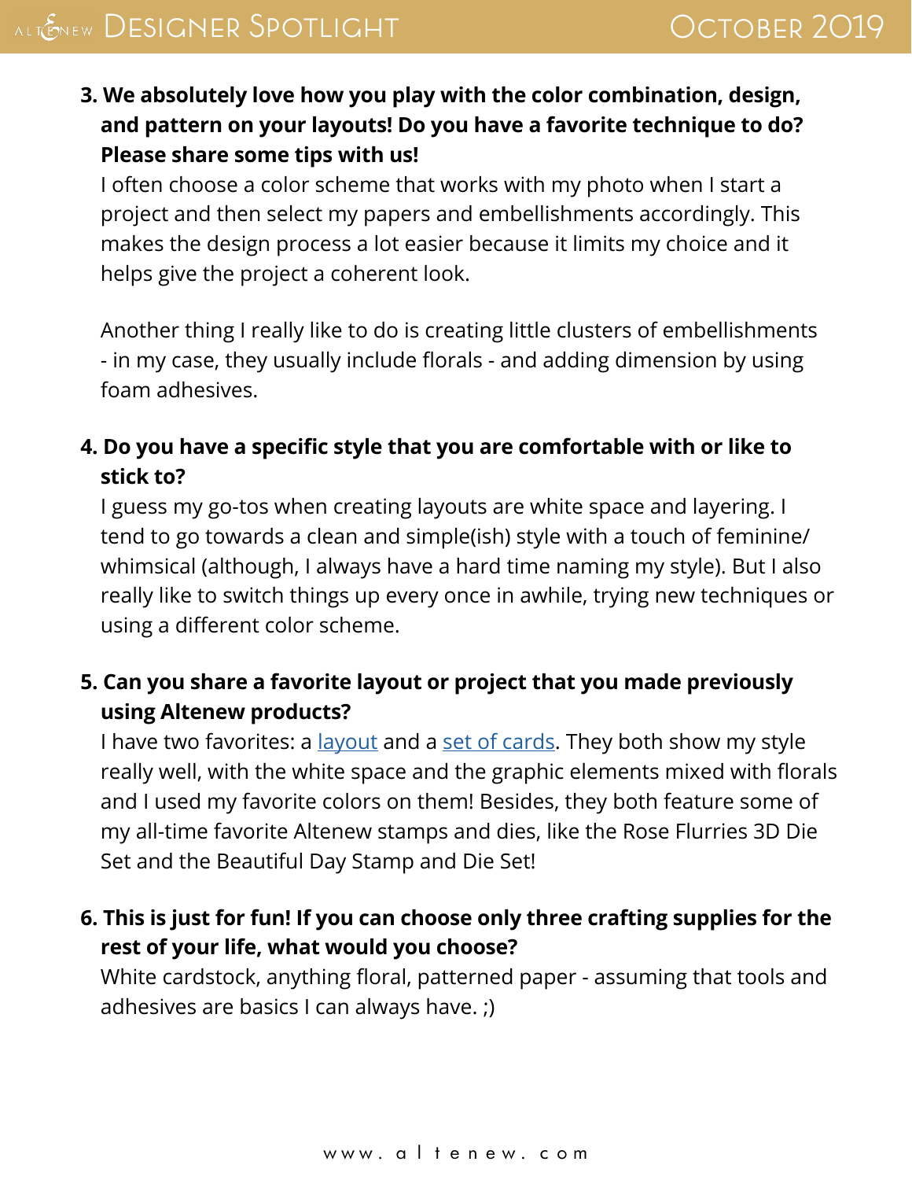3. **We absolutely love how you play with the color combination, design, and pattern on your layouts! Do you have a favorite technique to do? Please share some tips with us!**

   I often choose a color scheme that works with my photo when I start a project and then select my papers and embellishments accordingly. This makes the design process a lot easier because it limits my choice and it helps give the project a coherent look.

   Another thing I really like to do is creating little clusters of embellishments - in my case, they usually include florals - and adding dimension by using foam adhesives.

4. **Do you have a specific style that you are comfortable with or like to stick to?**

   I guess my go-tos when creating layouts are white space and layering. I tend to go towards a clean and simple(ish) style with a touch of feminine/ whimsical (although, I always have a hard time naming my style). But I also really like to switch things up every once in awhile, trying new techniques or using a different color scheme.

5. **Can you share a favorite layout or project that you made previously using Altenew products?**

   I have two favorites: a layout and a set of cards. They both show my style really well, with the white space and the graphic elements mixed with florals and I used my favorite colors on them! Besides, they both feature some of my all-time favorite Altenew stamps and dies, like the Rose Flurries 3D Die Set and the Beautiful Day Stamp and Die Set!

6. **This is just for fun! If you can choose only three crafting supplies for the rest of your life, what would you choose?**

   White cardstock, anything floral, patterned paper - assuming that tools and adhesives are basics I can always have. ;)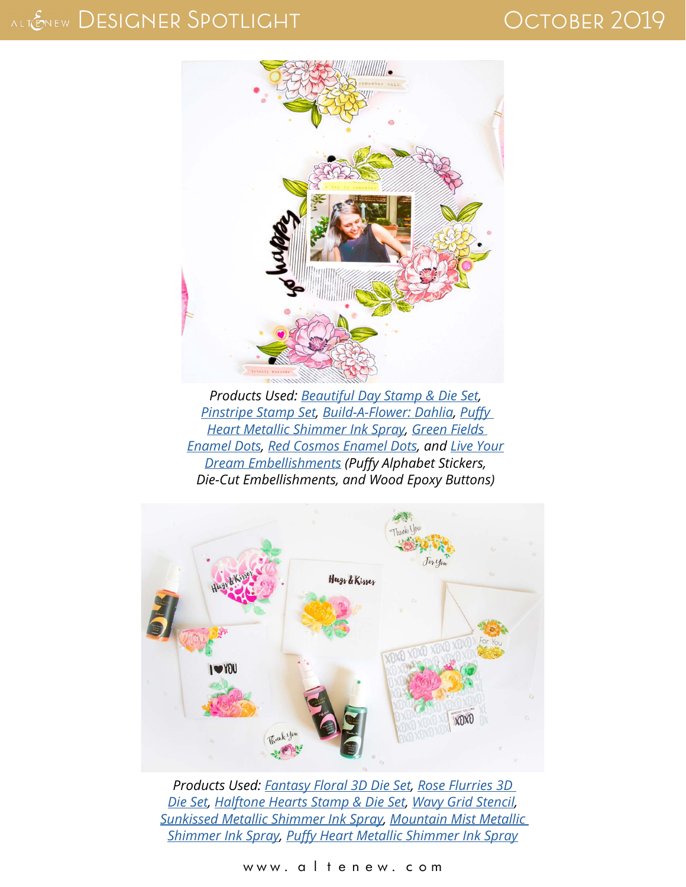*Products Used: Beautiful Day Stamp & Die Set, Pinstripe Stamp Set, Build-A-Flower: Dahlia, Puffy Heart Metallic Shimmer Ink Spray, Green Fields Enamel Dots, Red Cosmos Enamel Dots, and Live Your Dream Embellishments (Puffy Alphabet Stickers, Die-Cut Embellishments, and Wood Epoxy Buttons)*

*Products Used: Fantasy Floral 3D Die Set, Rose Flurries 3D Die Set, Halftone Hearts Stamp & Die Set, Wavy Grid Stencil, Sunkissed Metallic Shimmer Ink Spray, Mountain Mist Metallic Shimmer Ink Spray, Puffy Heart Metallic Shimmer Ink Spray*